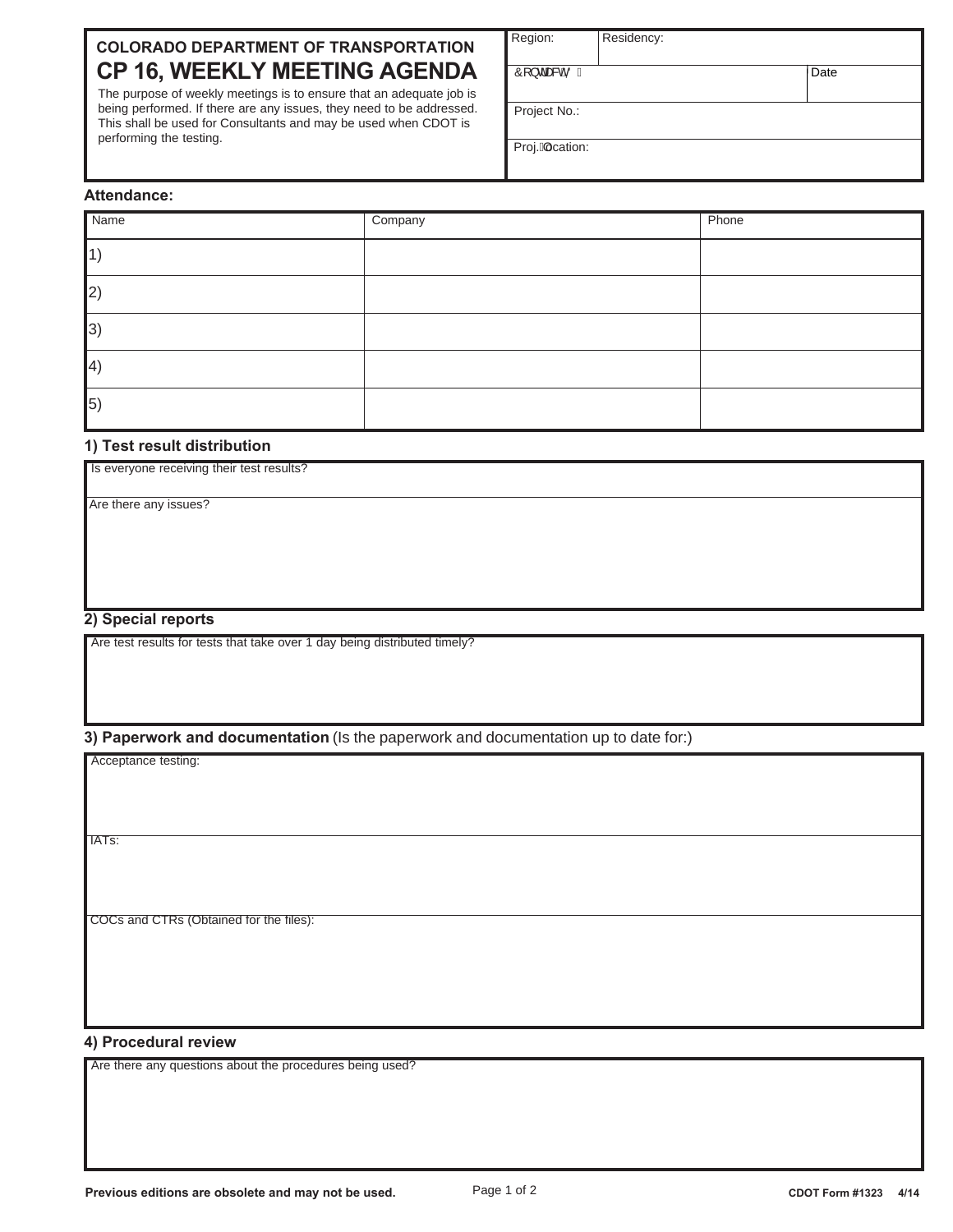**COLORADO DEPARTMENT OF TRANSPORTATION**

# CP 16, WEEKLY MEETING AGENDA

The purpose of weekly meetings is to ensure that an adequate job is being performed. If there are any issues, they need to be addressed. This shall be used for Consultants and may be used when CDOT is performing the testing.

| Region: | Residency: | |
|---|---|---|
| Consultant: | | Date |
| Project No.: | | |
| Proj. Location: | | |

**Attendance:**

| Name | Company | Phone |
|---|---|---|
| 1) | | |
| 2) | | |
| 3) | | |
| 4) | | |
| 5) | | |

## 1) Test result distribution

Is everyone receiving their test results?

Are there any issues?

## 2) Special reports

Are test results for tests that take over 1 day being distributed timely?

## 3) Paperwork and documentation (Is the paperwork and documentation up to date for:)

Acceptance testing:

IATs:

COCs and CTRs (Obtained for the files):

## 4) Procedural review

Are there any questions about the procedures being used?

**Previous editions are obsolete and may not be used.**

**CDOT Form #1323 4/14**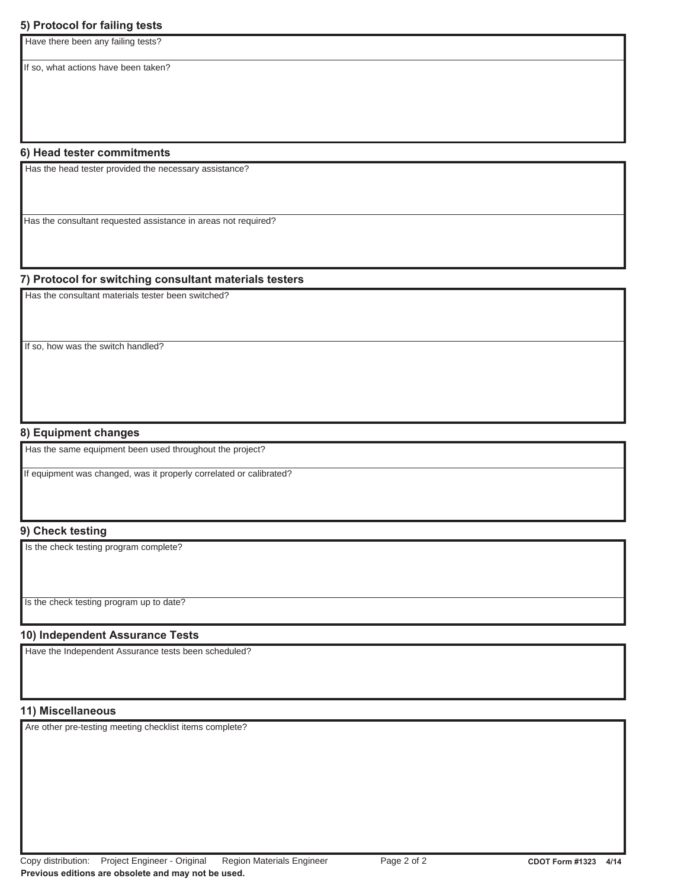## 5) Protocol for failing tests

Have there been any failing tests?

If so, what actions have been taken?

## 6) Head tester commitments

Has the head tester provided the necessary assistance?

Has the consultant requested assistance in areas not required?

## 7) Protocol for switching consultant materials testers

Has the consultant materials tester been switched?

If so, how was the switch handled?

## 8) Equipment changes

Has the same equipment been used throughout the project?

If equipment was changed, was it properly correlated or calibrated?

## 9) Check testing

Is the check testing program complete?

Is the check testing program up to date?

## 10) Independent Assurance Tests

Have the Independent Assurance tests been scheduled?

## 11) Miscellaneous

Are other pre-testing meeting checklist items complete?

Copy distribution: Project Engineer - Original Region Materials Engineer

**Previous editions are obsolete and may not be used.**

**CDOT Form #1323 4/14**